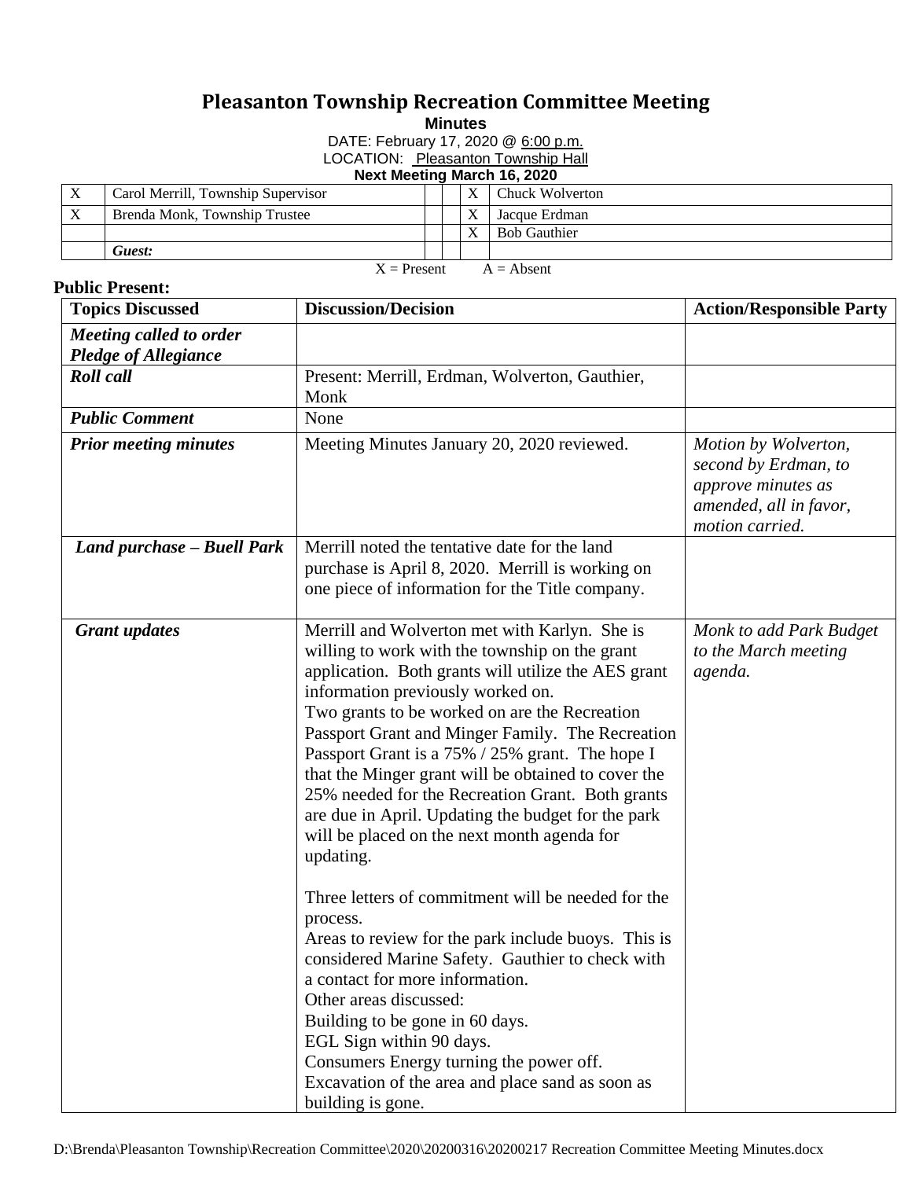# Pleasanton Township Recreation Committee Meeting

**Minutes**

DATE: February 17, 2020 @ 6:00 p.m.

LOCATION: Pleasanton Township Hall

**Next Meeting March 16, 2020**

| | | | | | |
|---|---|---|---|---|---|
| X | Carol Merrill, Township Supervisor | | | X | Chuck Wolverton |
| X | Brenda Monk, Township Trustee | | | X | Jacque Erdman |
| | | | | X | Bob Gauthier |
| | ***Guest:*** | | | | |

X = Present A = Absent

**Public Present:**

| **Topics Discussed** | **Discussion/Decision** | **Action/Responsible Party** |
|---|---|---|
| ***Meeting called to order Pledge of Allegiance*** | | |
| ***Roll call*** | Present: Merrill, Erdman, Wolverton, Gauthier, Monk | |
| ***Public Comment*** | None | |
| ***Prior meeting minutes*** | Meeting Minutes January 20, 2020 reviewed. | *Motion by Wolverton, second by Erdman, to approve minutes as amended, all in favor, motion carried.* |
| ***Land purchase – Buell Park*** | Merrill noted the tentative date for the land purchase is April 8, 2020. Merrill is working on one piece of information for the Title company. | |
| ***Grant updates*** | Merrill and Wolverton met with Karlyn. She is willing to work with the township on the grant application. Both grants will utilize the AES grant information previously worked on.<br>Two grants to be worked on are the Recreation Passport Grant and Minger Family. The Recreation Passport Grant is a 75% / 25% grant. The hope I that the Minger grant will be obtained to cover the 25% needed for the Recreation Grant. Both grants are due in April. Updating the budget for the park will be placed on the next month agenda for updating.<br><br>Three letters of commitment will be needed for the process.<br>Areas to review for the park include buoys. This is considered Marine Safety. Gauthier to check with a contact for more information.<br>Other areas discussed:<br>Building to be gone in 60 days.<br>EGL Sign within 90 days.<br>Consumers Energy turning the power off.<br>Excavation of the area and place sand as soon as building is gone. | *Monk to add Park Budget to the March meeting agenda.* |

D:\Brenda\Pleasanton Township\Recreation Committee\2020\20200316\20200217 Recreation Committee Meeting Minutes.docx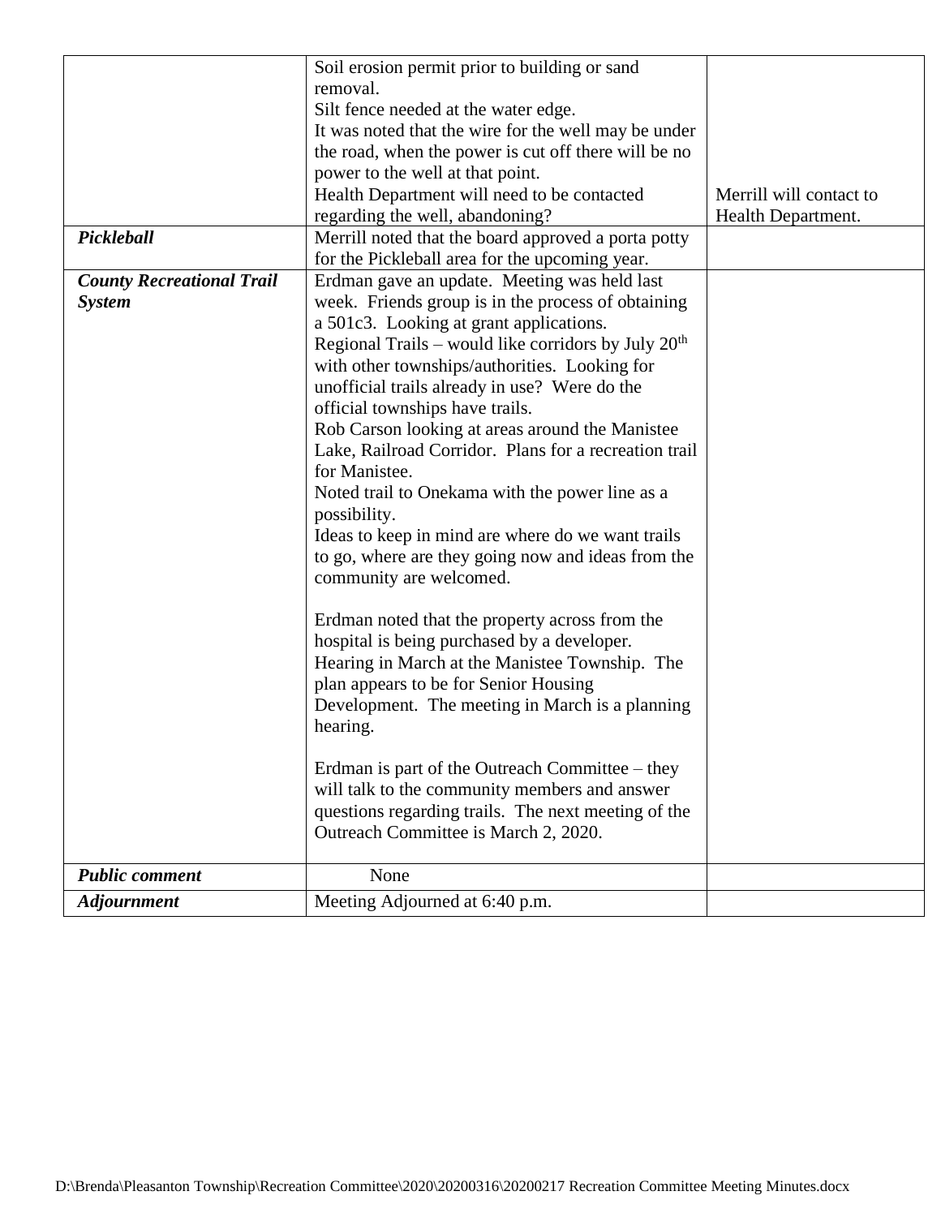| | | |
|---|---|---|
| | Soil erosion permit prior to building or sand removal.<br>Silt fence needed at the water edge.<br>It was noted that the wire for the well may be under the road, when the power is cut off there will be no power to the well at that point.<br>Health Department will need to be contacted regarding the well, abandoning? | Merrill will contact to Health Department. |
| ***Pickleball*** | Merrill noted that the board approved a porta potty for the Pickleball area for the upcoming year. | |
| ***County Recreational Trail System*** | Erdman gave an update. Meeting was held last week. Friends group is in the process of obtaining a 501c3. Looking at grant applications.<br>Regional Trails – would like corridors by July 20th with other townships/authorities. Looking for unofficial trails already in use? Were do the official townships have trails.<br>Rob Carson looking at areas around the Manistee Lake, Railroad Corridor. Plans for a recreation trail for Manistee.<br>Noted trail to Onekama with the power line as a possibility.<br>Ideas to keep in mind are where do we want trails to go, where are they going now and ideas from the community are welcomed.<br><br>Erdman noted that the property across from the hospital is being purchased by a developer. Hearing in March at the Manistee Township. The plan appears to be for Senior Housing Development. The meeting in March is a planning hearing.<br><br>Erdman is part of the Outreach Committee – they will talk to the community members and answer questions regarding trails. The next meeting of the Outreach Committee is March 2, 2020. | |
| ***Public comment*** | None | |
| ***Adjournment*** | Meeting Adjourned at 6:40 p.m. | |

D:\Brenda\Pleasanton Township\Recreation Committee\2020\20200316\20200217 Recreation Committee Meeting Minutes.docx